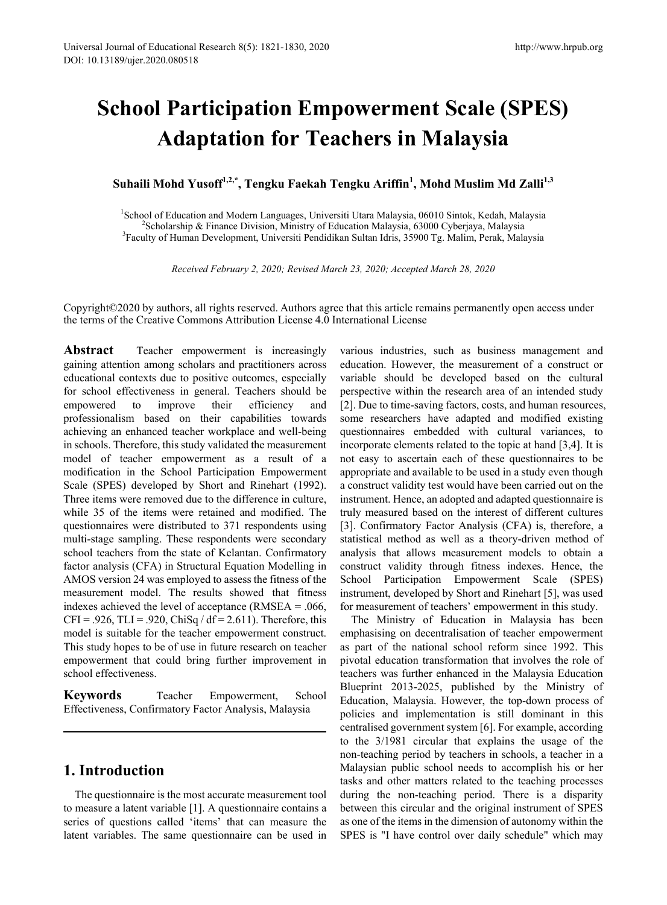# School Participation Empowerment Scale (SPES) Adaptation for Teachers in Malaysia

**Suhaili Mohd Yusoff[1,2,*], Tengku Faekah Tengku Ariffin[1], Mohd Muslim Md Zalli[1,3]**

[1]School of Education and Modern Languages, Universiti Utara Malaysia, 06010 Sintok, Kedah, Malaysia
[2]Scholarship & Finance Division, Ministry of Education Malaysia, 63000 Cyberjaya, Malaysia
[3]Faculty of Human Development, Universiti Pendidikan Sultan Idris, 35900 Tg. Malim, Perak, Malaysia

*Received February 2, 2020; Revised March 23, 2020; Accepted March 28, 2020*

Copyright©2020 by authors, all rights reserved. Authors agree that this article remains permanently open access under the terms of the Creative Commons Attribution License 4.0 International License

**Abstract** Teacher empowerment is increasingly gaining attention among scholars and practitioners across educational contexts due to positive outcomes, especially for school effectiveness in general. Teachers should be empowered to improve their efficiency and professionalism based on their capabilities towards achieving an enhanced teacher workplace and well-being in schools. Therefore, this study validated the measurement model of teacher empowerment as a result of a modification in the School Participation Empowerment Scale (SPES) developed by Short and Rinehart (1992). Three items were removed due to the difference in culture, while 35 of the items were retained and modified. The questionnaires were distributed to 371 respondents using multi-stage sampling. These respondents were secondary school teachers from the state of Kelantan. Confirmatory factor analysis (CFA) in Structural Equation Modelling in AMOS version 24 was employed to assess the fitness of the measurement model. The results showed that fitness indexes achieved the level of acceptance (RMSEA = .066, CFI = .926, TLI = .920, ChiSq / df = 2.611). Therefore, this model is suitable for the teacher empowerment construct. This study hopes to be of use in future research on teacher empowerment that could bring further improvement in school effectiveness.

**Keywords** Teacher Empowerment, School Effectiveness, Confirmatory Factor Analysis, Malaysia

## 1. Introduction

The questionnaire is the most accurate measurement tool to measure a latent variable [1]. A questionnaire contains a series of questions called 'items' that can measure the latent variables. The same questionnaire can be used in various industries, such as business management and education. However, the measurement of a construct or variable should be developed based on the cultural perspective within the research area of an intended study [2]. Due to time-saving factors, costs, and human resources, some researchers have adapted and modified existing questionnaires embedded with cultural variances, to incorporate elements related to the topic at hand [3,4]. It is not easy to ascertain each of these questionnaires to be appropriate and available to be used in a study even though a construct validity test would have been carried out on the instrument. Hence, an adopted and adapted questionnaire is truly measured based on the interest of different cultures [3]. Confirmatory Factor Analysis (CFA) is, therefore, a statistical method as well as a theory-driven method of analysis that allows measurement models to obtain a construct validity through fitness indexes. Hence, the School Participation Empowerment Scale (SPES) instrument, developed by Short and Rinehart [5], was used for measurement of teachers' empowerment in this study.

The Ministry of Education in Malaysia has been emphasising on decentralisation of teacher empowerment as part of the national school reform since 1992. This pivotal education transformation that involves the role of teachers was further enhanced in the Malaysia Education Blueprint 2013-2025, published by the Ministry of Education, Malaysia. However, the top-down process of policies and implementation is still dominant in this centralised government system [6]. For example, according to the 3/1981 circular that explains the usage of the non-teaching period by teachers in schools, a teacher in a Malaysian public school needs to accomplish his or her tasks and other matters related to the teaching processes during the non-teaching period. There is a disparity between this circular and the original instrument of SPES as one of the items in the dimension of autonomy within the SPES is "I have control over daily schedule" which may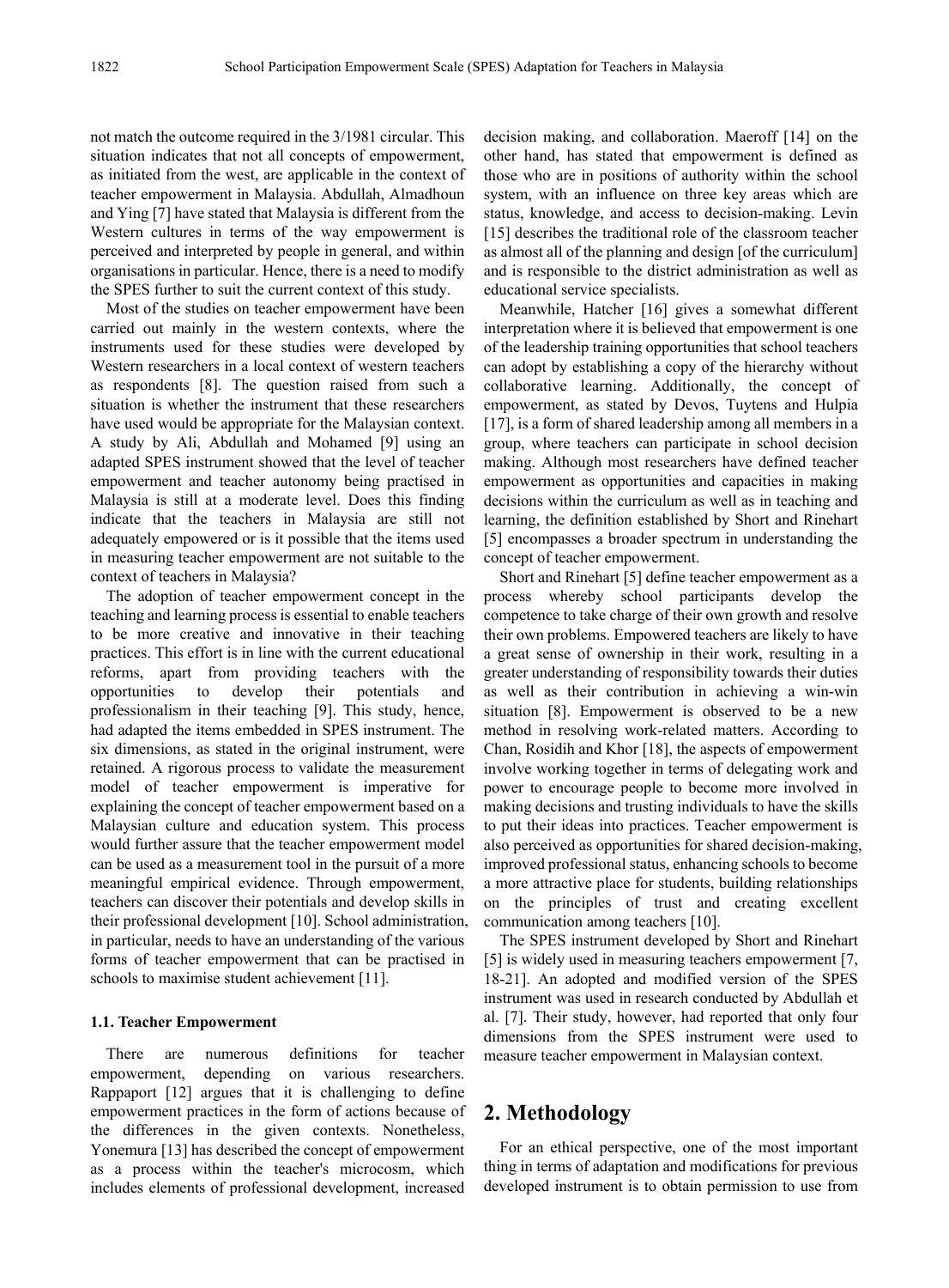not match the outcome required in the 3/1981 circular. This situation indicates that not all concepts of empowerment, as initiated from the west, are applicable in the context of teacher empowerment in Malaysia. Abdullah, Almadhoun and Ying [7] have stated that Malaysia is different from the Western cultures in terms of the way empowerment is perceived and interpreted by people in general, and within organisations in particular. Hence, there is a need to modify the SPES further to suit the current context of this study.

Most of the studies on teacher empowerment have been carried out mainly in the western contexts, where the instruments used for these studies were developed by Western researchers in a local context of western teachers as respondents [8]. The question raised from such a situation is whether the instrument that these researchers have used would be appropriate for the Malaysian context. A study by Ali, Abdullah and Mohamed [9] using an adapted SPES instrument showed that the level of teacher empowerment and teacher autonomy being practised in Malaysia is still at a moderate level. Does this finding indicate that the teachers in Malaysia are still not adequately empowered or is it possible that the items used in measuring teacher empowerment are not suitable to the context of teachers in Malaysia?

The adoption of teacher empowerment concept in the teaching and learning process is essential to enable teachers to be more creative and innovative in their teaching practices. This effort is in line with the current educational reforms, apart from providing teachers with the opportunities to develop their potentials and professionalism in their teaching [9]. This study, hence, had adapted the items embedded in SPES instrument. The six dimensions, as stated in the original instrument, were retained. A rigorous process to validate the measurement model of teacher empowerment is imperative for explaining the concept of teacher empowerment based on a Malaysian culture and education system. This process would further assure that the teacher empowerment model can be used as a measurement tool in the pursuit of a more meaningful empirical evidence. Through empowerment, teachers can discover their potentials and develop skills in their professional development [10]. School administration, in particular, needs to have an understanding of the various forms of teacher empowerment that can be practised in schools to maximise student achievement [11].

### 1.1. Teacher Empowerment

There are numerous definitions for teacher empowerment, depending on various researchers. Rappaport [12] argues that it is challenging to define empowerment practices in the form of actions because of the differences in the given contexts. Nonetheless, Yonemura [13] has described the concept of empowerment as a process within the teacher's microcosm, which includes elements of professional development, increased decision making, and collaboration. Maeroff [14] on the other hand, has stated that empowerment is defined as those who are in positions of authority within the school system, with an influence on three key areas which are status, knowledge, and access to decision-making. Levin [15] describes the traditional role of the classroom teacher as almost all of the planning and design [of the curriculum] and is responsible to the district administration as well as educational service specialists.

Meanwhile, Hatcher [16] gives a somewhat different interpretation where it is believed that empowerment is one of the leadership training opportunities that school teachers can adopt by establishing a copy of the hierarchy without collaborative learning. Additionally, the concept of empowerment, as stated by Devos, Tuytens and Hulpia [17], is a form of shared leadership among all members in a group, where teachers can participate in school decision making. Although most researchers have defined teacher empowerment as opportunities and capacities in making decisions within the curriculum as well as in teaching and learning, the definition established by Short and Rinehart [5] encompasses a broader spectrum in understanding the concept of teacher empowerment.

Short and Rinehart [5] define teacher empowerment as a process whereby school participants develop the competence to take charge of their own growth and resolve their own problems. Empowered teachers are likely to have a great sense of ownership in their work, resulting in a greater understanding of responsibility towards their duties as well as their contribution in achieving a win-win situation [8]. Empowerment is observed to be a new method in resolving work-related matters. According to Chan, Rosidih and Khor [18], the aspects of empowerment involve working together in terms of delegating work and power to encourage people to become more involved in making decisions and trusting individuals to have the skills to put their ideas into practices. Teacher empowerment is also perceived as opportunities for shared decision-making, improved professional status, enhancing schools to become a more attractive place for students, building relationships on the principles of trust and creating excellent communication among teachers [10].

The SPES instrument developed by Short and Rinehart [5] is widely used in measuring teachers empowerment [7, 18-21]. An adopted and modified version of the SPES instrument was used in research conducted by Abdullah et al. [7]. Their study, however, had reported that only four dimensions from the SPES instrument were used to measure teacher empowerment in Malaysian context.

## 2. Methodology

For an ethical perspective, one of the most important thing in terms of adaptation and modifications for previous developed instrument is to obtain permission to use from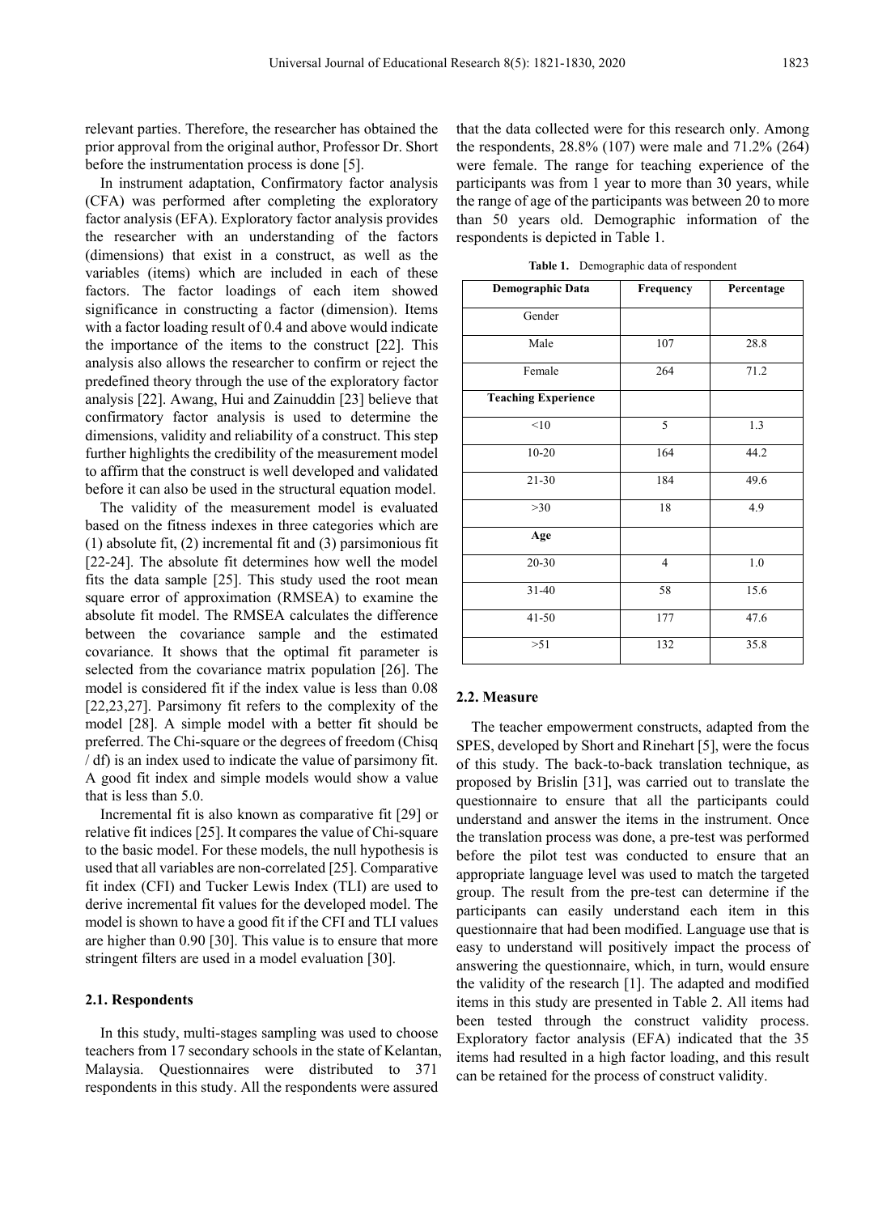relevant parties. Therefore, the researcher has obtained the prior approval from the original author, Professor Dr. Short before the instrumentation process is done [5].

In instrument adaptation, Confirmatory factor analysis (CFA) was performed after completing the exploratory factor analysis (EFA). Exploratory factor analysis provides the researcher with an understanding of the factors (dimensions) that exist in a construct, as well as the variables (items) which are included in each of these factors. The factor loadings of each item showed significance in constructing a factor (dimension). Items with a factor loading result of 0.4 and above would indicate the importance of the items to the construct [22]. This analysis also allows the researcher to confirm or reject the predefined theory through the use of the exploratory factor analysis [22]. Awang, Hui and Zainuddin [23] believe that confirmatory factor analysis is used to determine the dimensions, validity and reliability of a construct. This step further highlights the credibility of the measurement model to affirm that the construct is well developed and validated before it can also be used in the structural equation model.

The validity of the measurement model is evaluated based on the fitness indexes in three categories which are (1) absolute fit, (2) incremental fit and (3) parsimonious fit [22-24]. The absolute fit determines how well the model fits the data sample [25]. This study used the root mean square error of approximation (RMSEA) to examine the absolute fit model. The RMSEA calculates the difference between the covariance sample and the estimated covariance. It shows that the optimal fit parameter is selected from the covariance matrix population [26]. The model is considered fit if the index value is less than 0.08 [22,23,27]. Parsimony fit refers to the complexity of the model [28]. A simple model with a better fit should be preferred. The Chi-square or the degrees of freedom (Chisq / df) is an index used to indicate the value of parsimony fit. A good fit index and simple models would show a value that is less than 5.0.

Incremental fit is also known as comparative fit [29] or relative fit indices [25]. It compares the value of Chi-square to the basic model. For these models, the null hypothesis is used that all variables are non-correlated [25]. Comparative fit index (CFI) and Tucker Lewis Index (TLI) are used to derive incremental fit values for the developed model. The model is shown to have a good fit if the CFI and TLI values are higher than 0.90 [30]. This value is to ensure that more stringent filters are used in a model evaluation [30].

### 2.1. Respondents

In this study, multi-stages sampling was used to choose teachers from 17 secondary schools in the state of Kelantan, Malaysia. Questionnaires were distributed to 371 respondents in this study. All the respondents were assured that the data collected were for this research only. Among the respondents, 28.8% (107) were male and 71.2% (264) were female. The range for teaching experience of the participants was from 1 year to more than 30 years, while the range of age of the participants was between 20 to more than 50 years old. Demographic information of the respondents is depicted in Table 1.

**Table 1.** Demographic data of respondent

| Demographic Data | Frequency | Percentage |
|---|---|---|
| Gender | | |
| Male | 107 | 28.8 |
| Female | 264 | 71.2 |
| **Teaching Experience** | | |
| <10 | 5 | 1.3 |
| 10-20 | 164 | 44.2 |
| 21-30 | 184 | 49.6 |
| >30 | 18 | 4.9 |
| **Age** | | |
| 20-30 | 4 | 1.0 |
| 31-40 | 58 | 15.6 |
| 41-50 | 177 | 47.6 |
| >51 | 132 | 35.8 |

### 2.2. Measure

The teacher empowerment constructs, adapted from the SPES, developed by Short and Rinehart [5], were the focus of this study. The back-to-back translation technique, as proposed by Brislin [31], was carried out to translate the questionnaire to ensure that all the participants could understand and answer the items in the instrument. Once the translation process was done, a pre-test was performed before the pilot test was conducted to ensure that an appropriate language level was used to match the targeted group. The result from the pre-test can determine if the participants can easily understand each item in this questionnaire that had been modified. Language use that is easy to understand will positively impact the process of answering the questionnaire, which, in turn, would ensure the validity of the research [1]. The adapted and modified items in this study are presented in Table 2. All items had been tested through the construct validity process. Exploratory factor analysis (EFA) indicated that the 35 items had resulted in a high factor loading, and this result can be retained for the process of construct validity.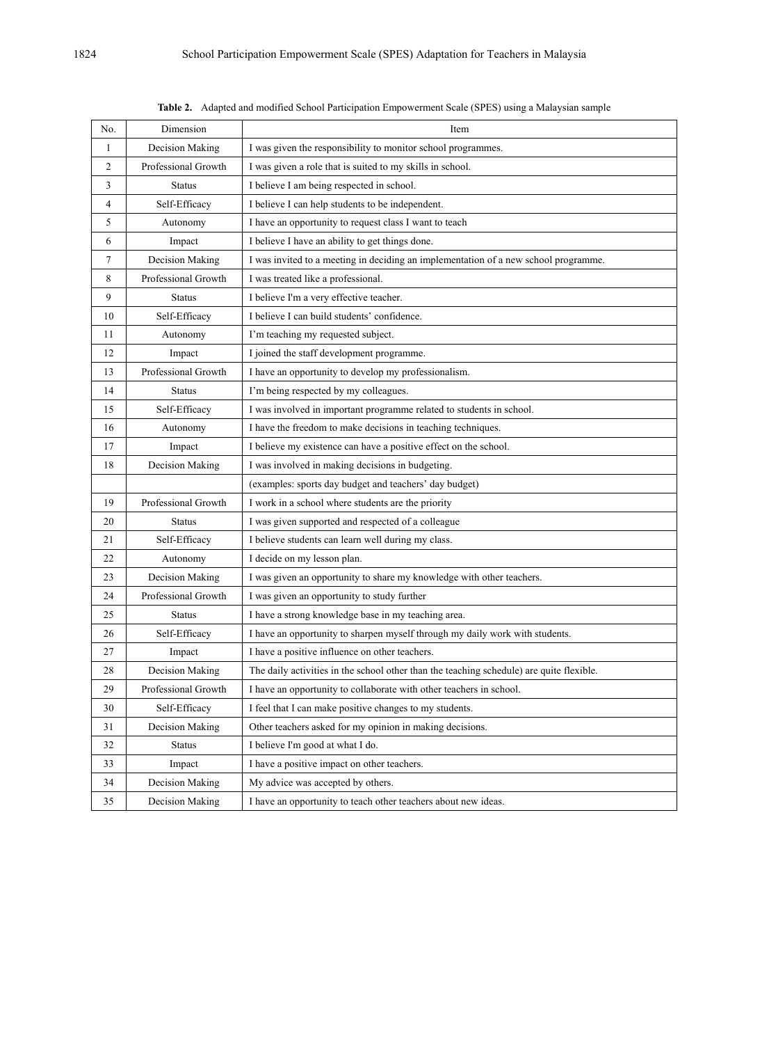**Table 2.** Adapted and modified School Participation Empowerment Scale (SPES) using a Malaysian sample

| No. | Dimension | Item |
|---|---|---|
| 1 | Decision Making | I was given the responsibility to monitor school programmes. |
| 2 | Professional Growth | I was given a role that is suited to my skills in school. |
| 3 | Status | I believe I am being respected in school. |
| 4 | Self-Efficacy | I believe I can help students to be independent. |
| 5 | Autonomy | I have an opportunity to request class I want to teach |
| 6 | Impact | I believe I have an ability to get things done. |
| 7 | Decision Making | I was invited to a meeting in deciding an implementation of a new school programme. |
| 8 | Professional Growth | I was treated like a professional. |
| 9 | Status | I believe I'm a very effective teacher. |
| 10 | Self-Efficacy | I believe I can build students' confidence. |
| 11 | Autonomy | I'm teaching my requested subject. |
| 12 | Impact | I joined the staff development programme. |
| 13 | Professional Growth | I have an opportunity to develop my professionalism. |
| 14 | Status | I'm being respected by my colleagues. |
| 15 | Self-Efficacy | I was involved in important programme related to students in school. |
| 16 | Autonomy | I have the freedom to make decisions in teaching techniques. |
| 17 | Impact | I believe my existence can have a positive effect on the school. |
| 18 | Decision Making | I was involved in making decisions in budgeting. |
| | | (examples: sports day budget and teachers' day budget) |
| 19 | Professional Growth | I work in a school where students are the priority |
| 20 | Status | I was given supported and respected of a colleague |
| 21 | Self-Efficacy | I believe students can learn well during my class. |
| 22 | Autonomy | I decide on my lesson plan. |
| 23 | Decision Making | I was given an opportunity to share my knowledge with other teachers. |
| 24 | Professional Growth | I was given an opportunity to study further |
| 25 | Status | I have a strong knowledge base in my teaching area. |
| 26 | Self-Efficacy | I have an opportunity to sharpen myself through my daily work with students. |
| 27 | Impact | I have a positive influence on other teachers. |
| 28 | Decision Making | The daily activities in the school other than the teaching schedule) are quite flexible. |
| 29 | Professional Growth | I have an opportunity to collaborate with other teachers in school. |
| 30 | Self-Efficacy | I feel that I can make positive changes to my students. |
| 31 | Decision Making | Other teachers asked for my opinion in making decisions. |
| 32 | Status | I believe I'm good at what I do. |
| 33 | Impact | I have a positive impact on other teachers. |
| 34 | Decision Making | My advice was accepted by others. |
| 35 | Decision Making | I have an opportunity to teach other teachers about new ideas. |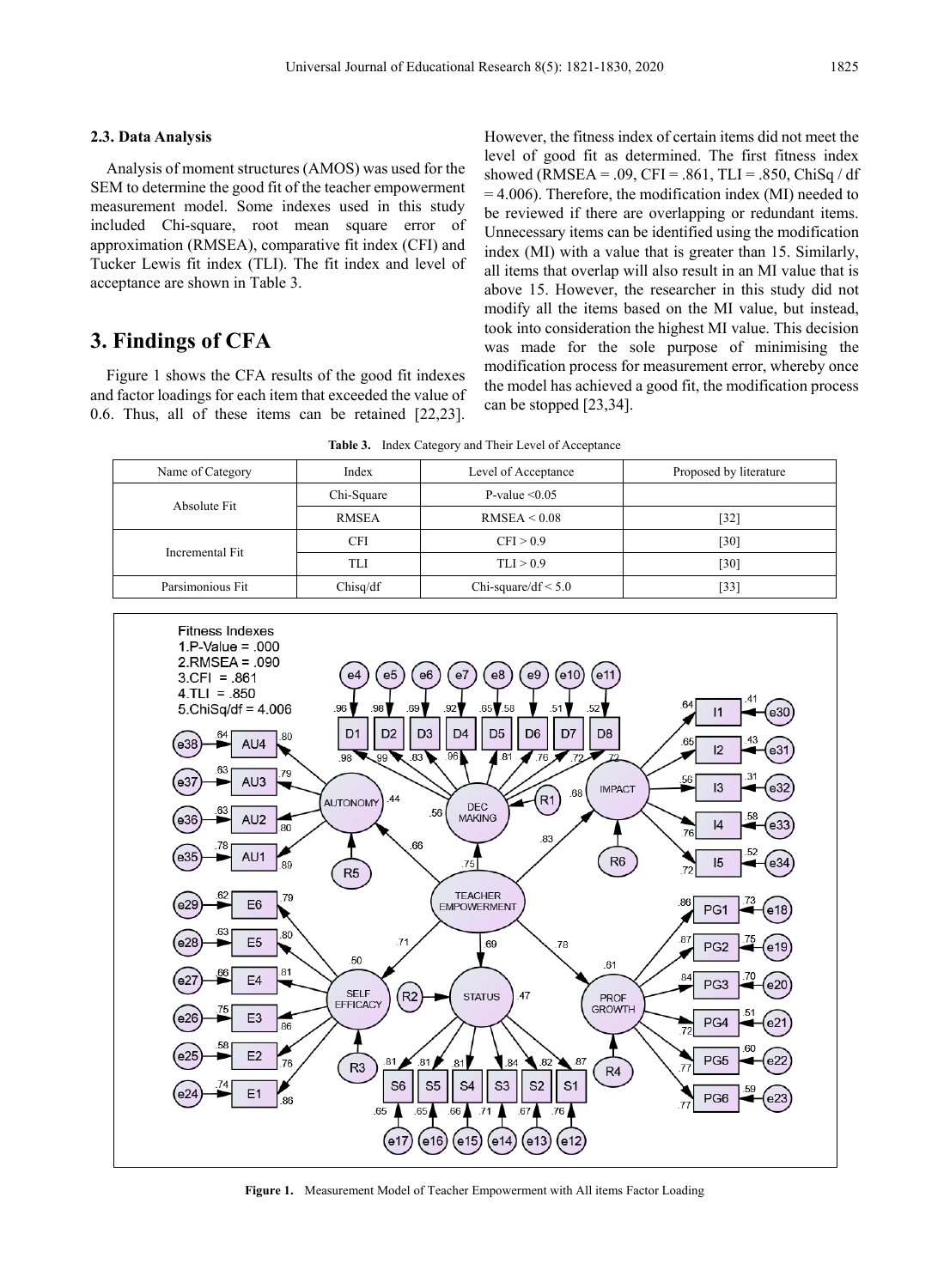### 2.3. Data Analysis

Analysis of moment structures (AMOS) was used for the SEM to determine the good fit of the teacher empowerment measurement model. Some indexes used in this study included Chi-square, root mean square error of approximation (RMSEA), comparative fit index (CFI) and Tucker Lewis fit index (TLI). The fit index and level of acceptance are shown in Table 3.

## 3. Findings of CFA

Figure 1 shows the CFA results of the good fit indexes and factor loadings for each item that exceeded the value of 0.6. Thus, all of these items can be retained [22,23]. However, the fitness index of certain items did not meet the level of good fit as determined. The first fitness index showed (RMSEA = .09, CFI = .861, TLI = .850, ChiSq / df = 4.006). Therefore, the modification index (MI) needed to be reviewed if there are overlapping or redundant items. Unnecessary items can be identified using the modification index (MI) with a value that is greater than 15. Similarly, all items that overlap will also result in an MI value that is above 15. However, the researcher in this study did not modify all the items based on the MI value, but instead, took into consideration the highest MI value. This decision was made for the sole purpose of minimising the modification process for measurement error, whereby once the model has achieved a good fit, the modification process can be stopped [23,34].

**Table 3.** Index Category and Their Level of Acceptance

| Name of Category | Index | Level of Acceptance | Proposed by literature |
|---|---|---|---|
| Absolute Fit | Chi-Square | P-value <0.05 | |
| | RMSEA | RMSEA < 0.08 | [32] |
| Incremental Fit | CFI | CFI > 0.9 | [30] |
| | TLI | TLI > 0.9 | [30] |
| Parsimonious Fit | Chisq/df | Chi-square/df < 5.0 | [33] |

Fitness Indexes
1.P-Value = .000
2.RMSEA = .090
3.CFI = .861
4.TLI = .850
5.ChiSq/df = 4.006

**Figure 1.** Measurement Model of Teacher Empowerment with All items Factor Loading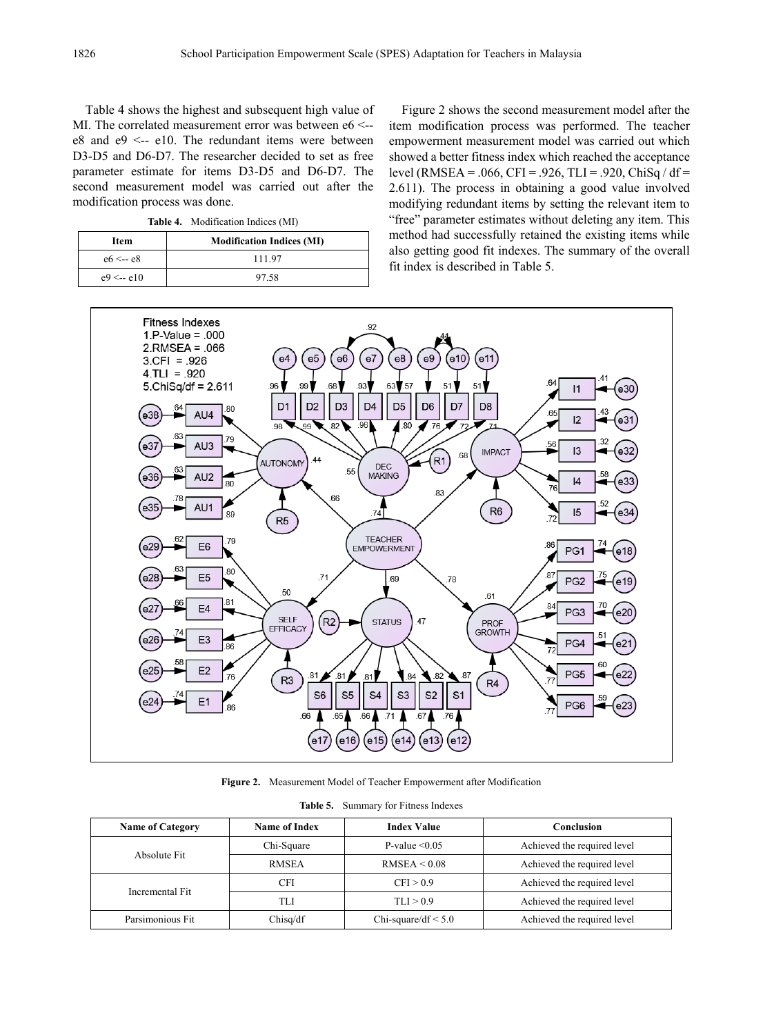Table 4 shows the highest and subsequent high value of MI. The correlated measurement error was between e6 <-- e8 and e9 <-- e10. The redundant items were between D3-D5 and D6-D7. The researcher decided to set as free parameter estimate for items D3-D5 and D6-D7. The second measurement model was carried out after the modification process was done.

**Table 4.** Modification Indices (MI)

| Item | Modification Indices (MI) |
|---|---|
| e6 <-- e8 | 111.97 |
| e9 <-- e10 | 97.58 |

Figure 2 shows the second measurement model after the item modification process was performed. The teacher empowerment measurement model was carried out which showed a better fitness index which reached the acceptance level (RMSEA = .066, CFI = .926, TLI = .920, ChiSq / df = 2.611). The process in obtaining a good value involved modifying redundant items by setting the relevant item to "free" parameter estimates without deleting any item. This method had successfully retained the existing items while also getting good fit indexes. The summary of the overall fit index is described in Table 5.

**Figure 2.** Measurement Model of Teacher Empowerment after Modification

**Table 5.** Summary for Fitness Indexes

| Name of Category | Name of Index | Index Value | Conclusion |
|---|---|---|---|
| Absolute Fit | Chi-Square | P-value <0.05 | Achieved the required level |
| | RMSEA | RMSEA < 0.08 | Achieved the required level |
| Incremental Fit | CFI | CFI > 0.9 | Achieved the required level |
| | TLI | TLI > 0.9 | Achieved the required level |
| Parsimonious Fit | Chisq/df | Chi-square/df < 5.0 | Achieved the required level |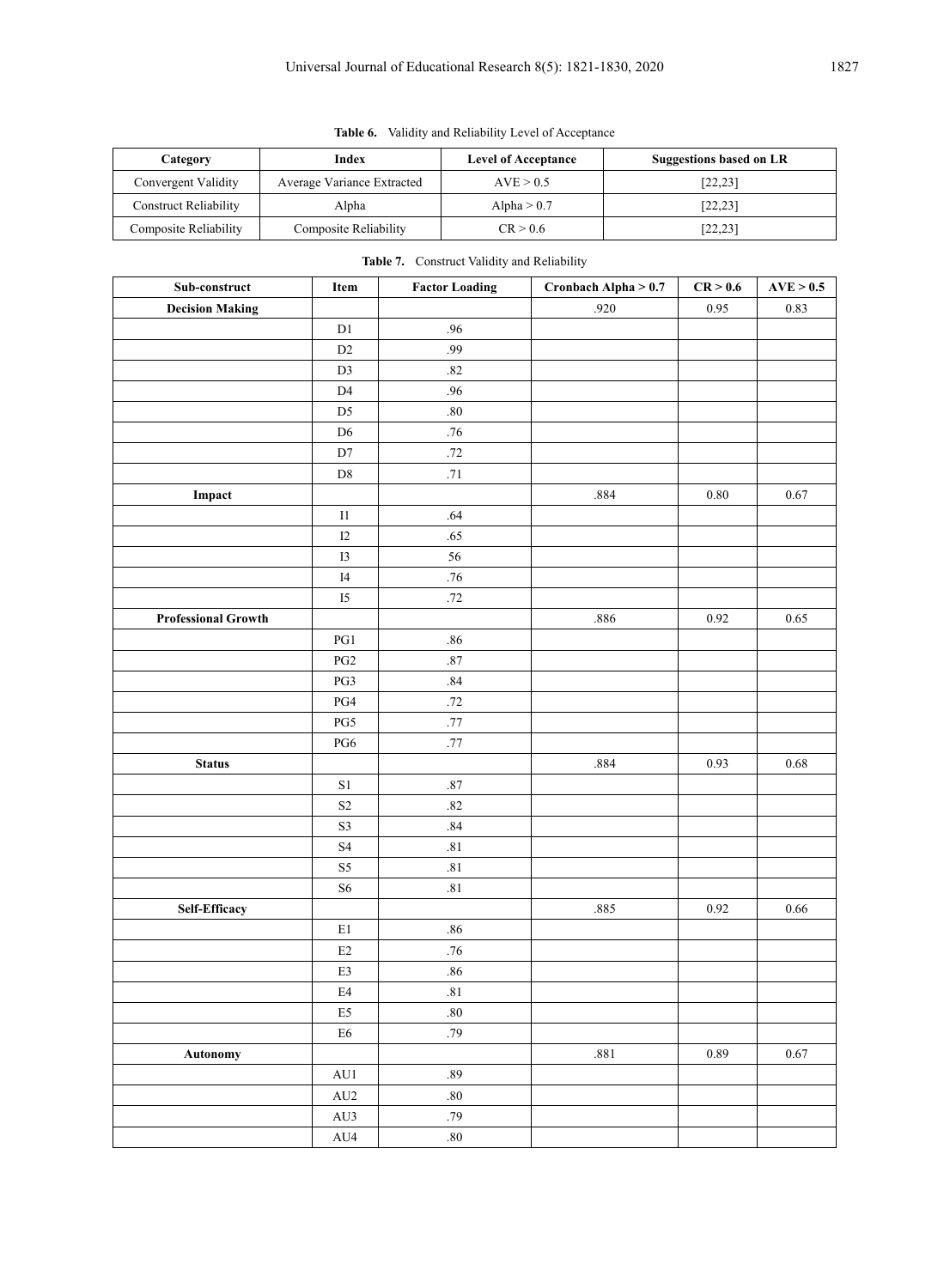**Table 6.** Validity and Reliability Level of Acceptance

| Category | Index | Level of Acceptance | Suggestions based on LR |
|---|---|---|---|
| Convergent Validity | Average Variance Extracted | AVE > 0.5 | [22,23] |
| Construct Reliability | Alpha | Alpha > 0.7 | [22,23] |
| Composite Reliability | Composite Reliability | CR > 0.6 | [22,23] |

**Table 7.** Construct Validity and Reliability

| Sub-construct | Item | Factor Loading | Cronbach Alpha > 0.7 | CR > 0.6 | AVE > 0.5 |
|---|---|---|---|---|---|
| **Decision Making** | | | .920 | 0.95 | 0.83 |
| | D1 | .96 | | | |
| | D2 | .99 | | | |
| | D3 | .82 | | | |
| | D4 | .96 | | | |
| | D5 | .80 | | | |
| | D6 | .76 | | | |
| | D7 | .72 | | | |
| | D8 | .71 | | | |
| **Impact** | | | .884 | 0.80 | 0.67 |
| | I1 | .64 | | | |
| | I2 | .65 | | | |
| | I3 | 56 | | | |
| | I4 | .76 | | | |
| | I5 | .72 | | | |
| **Professional Growth** | | | .886 | 0.92 | 0.65 |
| | PG1 | .86 | | | |
| | PG2 | .87 | | | |
| | PG3 | .84 | | | |
| | PG4 | .72 | | | |
| | PG5 | .77 | | | |
| | PG6 | .77 | | | |
| **Status** | | | .884 | 0.93 | 0.68 |
| | S1 | .87 | | | |
| | S2 | .82 | | | |
| | S3 | .84 | | | |
| | S4 | .81 | | | |
| | S5 | .81 | | | |
| | S6 | .81 | | | |
| **Self-Efficacy** | | | .885 | 0.92 | 0.66 |
| | E1 | .86 | | | |
| | E2 | .76 | | | |
| | E3 | .86 | | | |
| | E4 | .81 | | | |
| | E5 | .80 | | | |
| | E6 | .79 | | | |
| **Autonomy** | | | .881 | 0.89 | 0.67 |
| | AU1 | .89 | | | |
| | AU2 | .80 | | | |
| | AU3 | .79 | | | |
| | AU4 | .80 | | | |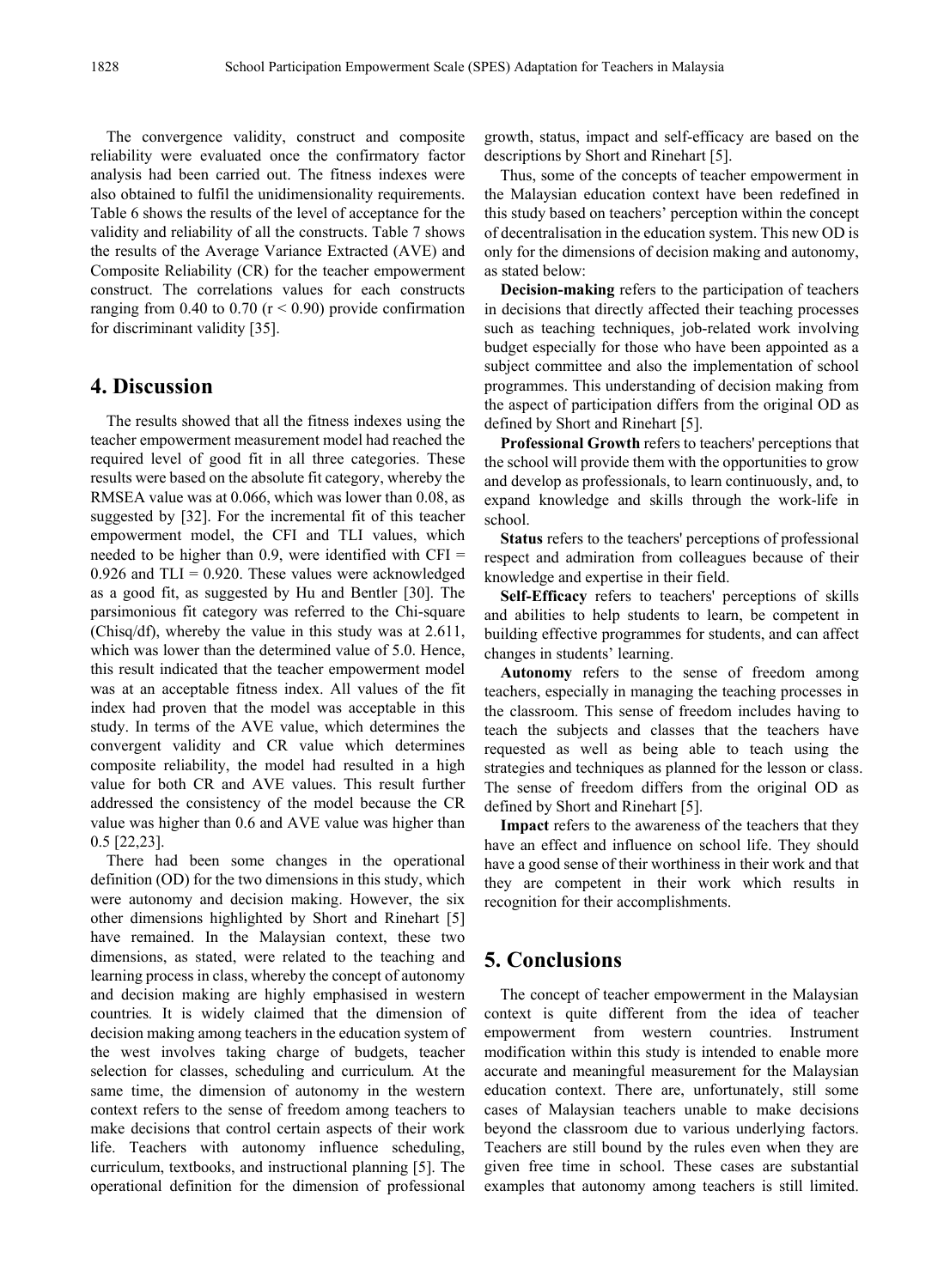The convergence validity, construct and composite reliability were evaluated once the confirmatory factor analysis had been carried out. The fitness indexes were also obtained to fulfil the unidimensionality requirements. Table 6 shows the results of the level of acceptance for the validity and reliability of all the constructs. Table 7 shows the results of the Average Variance Extracted (AVE) and Composite Reliability (CR) for the teacher empowerment construct. The correlations values for each constructs ranging from 0.40 to 0.70 ($r < 0.90$) provide confirmation for discriminant validity [35].

## 4. Discussion

The results showed that all the fitness indexes using the teacher empowerment measurement model had reached the required level of good fit in all three categories. These results were based on the absolute fit category, whereby the RMSEA value was at 0.066, which was lower than 0.08, as suggested by [32]. For the incremental fit of this teacher empowerment model, the CFI and TLI values, which needed to be higher than 0.9, were identified with CFI = 0.926 and TLI = 0.920. These values were acknowledged as a good fit, as suggested by Hu and Bentler [30]. The parsimonious fit category was referred to the Chi-square (Chisq/df), whereby the value in this study was at 2.611, which was lower than the determined value of 5.0. Hence, this result indicated that the teacher empowerment model was at an acceptable fitness index. All values of the fit index had proven that the model was acceptable in this study. In terms of the AVE value, which determines the convergent validity and CR value which determines composite reliability, the model had resulted in a high value for both CR and AVE values. This result further addressed the consistency of the model because the CR value was higher than 0.6 and AVE value was higher than 0.5 [22,23].

There had been some changes in the operational definition (OD) for the two dimensions in this study, which were autonomy and decision making. However, the six other dimensions highlighted by Short and Rinehart [5] have remained. In the Malaysian context, these two dimensions, as stated, were related to the teaching and learning process in class, whereby the concept of autonomy and decision making are highly emphasised in western countries. It is widely claimed that the dimension of decision making among teachers in the education system of the west involves taking charge of budgets, teacher selection for classes, scheduling and curriculum. At the same time, the dimension of autonomy in the western context refers to the sense of freedom among teachers to make decisions that control certain aspects of their work life. Teachers with autonomy influence scheduling, curriculum, textbooks, and instructional planning [5]. The operational definition for the dimension of professional growth, status, impact and self-efficacy are based on the descriptions by Short and Rinehart [5].

Thus, some of the concepts of teacher empowerment in the Malaysian education context have been redefined in this study based on teachers' perception within the concept of decentralisation in the education system. This new OD is only for the dimensions of decision making and autonomy, as stated below:

**Decision-making** refers to the participation of teachers in decisions that directly affected their teaching processes such as teaching techniques, job-related work involving budget especially for those who have been appointed as a subject committee and also the implementation of school programmes. This understanding of decision making from the aspect of participation differs from the original OD as defined by Short and Rinehart [5].

**Professional Growth** refers to teachers' perceptions that the school will provide them with the opportunities to grow and develop as professionals, to learn continuously, and, to expand knowledge and skills through the work-life in school.

**Status** refers to the teachers' perceptions of professional respect and admiration from colleagues because of their knowledge and expertise in their field.

**Self-Efficacy** refers to teachers' perceptions of skills and abilities to help students to learn, be competent in building effective programmes for students, and can affect changes in students' learning.

**Autonomy** refers to the sense of freedom among teachers, especially in managing the teaching processes in the classroom. This sense of freedom includes having to teach the subjects and classes that the teachers have requested as well as being able to teach using the strategies and techniques as planned for the lesson or class. The sense of freedom differs from the original OD as defined by Short and Rinehart [5].

**Impact** refers to the awareness of the teachers that they have an effect and influence on school life. They should have a good sense of their worthiness in their work and that they are competent in their work which results in recognition for their accomplishments.

## 5. Conclusions

The concept of teacher empowerment in the Malaysian context is quite different from the idea of teacher empowerment from western countries. Instrument modification within this study is intended to enable more accurate and meaningful measurement for the Malaysian education context. There are, unfortunately, still some cases of Malaysian teachers unable to make decisions beyond the classroom due to various underlying factors. Teachers are still bound by the rules even when they are given free time in school. These cases are substantial examples that autonomy among teachers is still limited.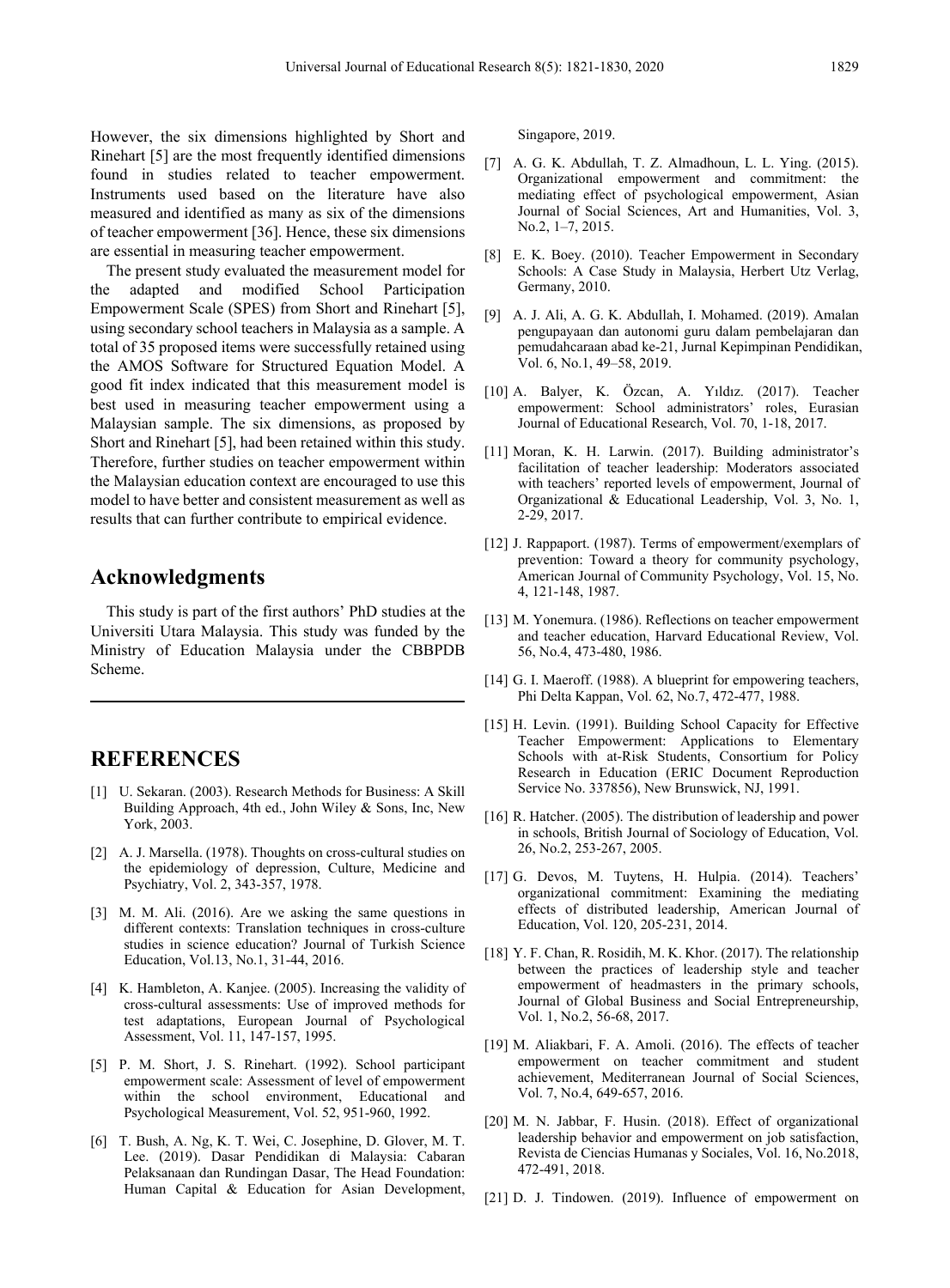However, the six dimensions highlighted by Short and Rinehart [5] are the most frequently identified dimensions found in studies related to teacher empowerment. Instruments used based on the literature have also measured and identified as many as six of the dimensions of teacher empowerment [36]. Hence, these six dimensions are essential in measuring teacher empowerment.

The present study evaluated the measurement model for the adapted and modified School Participation Empowerment Scale (SPES) from Short and Rinehart [5], using secondary school teachers in Malaysia as a sample. A total of 35 proposed items were successfully retained using the AMOS Software for Structured Equation Model. A good fit index indicated that this measurement model is best used in measuring teacher empowerment using a Malaysian sample. The six dimensions, as proposed by Short and Rinehart [5], had been retained within this study. Therefore, further studies on teacher empowerment within the Malaysian education context are encouraged to use this model to have better and consistent measurement as well as results that can further contribute to empirical evidence.

## Acknowledgments

This study is part of the first authors' PhD studies at the Universiti Utara Malaysia. This study was funded by the Ministry of Education Malaysia under the CBBPDB Scheme.

## REFERENCES

[1] U. Sekaran. (2003). Research Methods for Business: A Skill Building Approach, 4th ed., John Wiley & Sons, Inc, New York, 2003.

[2] A. J. Marsella. (1978). Thoughts on cross-cultural studies on the epidemiology of depression, Culture, Medicine and Psychiatry, Vol. 2, 343-357, 1978.

[3] M. M. Ali. (2016). Are we asking the same questions in different contexts: Translation techniques in cross-culture studies in science education? Journal of Turkish Science Education, Vol.13, No.1, 31-44, 2016.

[4] K. Hambleton, A. Kanjee. (2005). Increasing the validity of cross-cultural assessments: Use of improved methods for test adaptations, European Journal of Psychological Assessment, Vol. 11, 147-157, 1995.

[5] P. M. Short, J. S. Rinehart. (1992). School participant empowerment scale: Assessment of level of empowerment within the school environment, Educational and Psychological Measurement, Vol. 52, 951-960, 1992.

[6] T. Bush, A. Ng, K. T. Wei, C. Josephine, D. Glover, M. T. Lee. (2019). Dasar Pendidikan di Malaysia: Cabaran Pelaksanaan dan Rundingan Dasar, The Head Foundation: Human Capital & Education for Asian Development, Singapore, 2019.

[7] A. G. K. Abdullah, T. Z. Almadhoun, L. L. Ying. (2015). Organizational empowerment and commitment: the mediating effect of psychological empowerment, Asian Journal of Social Sciences, Art and Humanities, Vol. 3, No.2, 1–7, 2015.

[8] E. K. Boey. (2010). Teacher Empowerment in Secondary Schools: A Case Study in Malaysia, Herbert Utz Verlag, Germany, 2010.

[9] A. J. Ali, A. G. K. Abdullah, I. Mohamed. (2019). Amalan pengupayaan dan autonomi guru dalam pembelajaran dan pemudahcaraan abad ke-21, Jurnal Kepimpinan Pendidikan, Vol. 6, No.1, 49–58, 2019.

[10] A. Balyer, K. Özcan, A. Yıldız. (2017). Teacher empowerment: School administrators' roles, Eurasian Journal of Educational Research, Vol. 70, 1-18, 2017.

[11] Moran, K. H. Larwin. (2017). Building administrator's facilitation of teacher leadership: Moderators associated with teachers' reported levels of empowerment, Journal of Organizational & Educational Leadership, Vol. 3, No. 1, 2-29, 2017.

[12] J. Rappaport. (1987). Terms of empowerment/exemplars of prevention: Toward a theory for community psychology, American Journal of Community Psychology, Vol. 15, No. 4, 121-148, 1987.

[13] M. Yonemura. (1986). Reflections on teacher empowerment and teacher education, Harvard Educational Review, Vol. 56, No.4, 473-480, 1986.

[14] G. I. Maeroff. (1988). A blueprint for empowering teachers, Phi Delta Kappan, Vol. 62, No.7, 472-477, 1988.

[15] H. Levin. (1991). Building School Capacity for Effective Teacher Empowerment: Applications to Elementary Schools with at-Risk Students, Consortium for Policy Research in Education (ERIC Document Reproduction Service No. 337856), New Brunswick, NJ, 1991.

[16] R. Hatcher. (2005). The distribution of leadership and power in schools, British Journal of Sociology of Education, Vol. 26, No.2, 253-267, 2005.

[17] G. Devos, M. Tuytens, H. Hulpia. (2014). Teachers' organizational commitment: Examining the mediating effects of distributed leadership, American Journal of Education, Vol. 120, 205-231, 2014.

[18] Y. F. Chan, R. Rosidih, M. K. Khor. (2017). The relationship between the practices of leadership style and teacher empowerment of headmasters in the primary schools, Journal of Global Business and Social Entrepreneurship, Vol. 1, No.2, 56-68, 2017.

[19] M. Aliakbari, F. A. Amoli. (2016). The effects of teacher empowerment on teacher commitment and student achievement, Mediterranean Journal of Social Sciences, Vol. 7, No.4, 649-657, 2016.

[20] M. N. Jabbar, F. Husin. (2018). Effect of organizational leadership behavior and empowerment on job satisfaction, Revista de Ciencias Humanas y Sociales, Vol. 16, No.2018, 472-491, 2018.

[21] D. J. Tindowen. (2019). Influence of empowerment on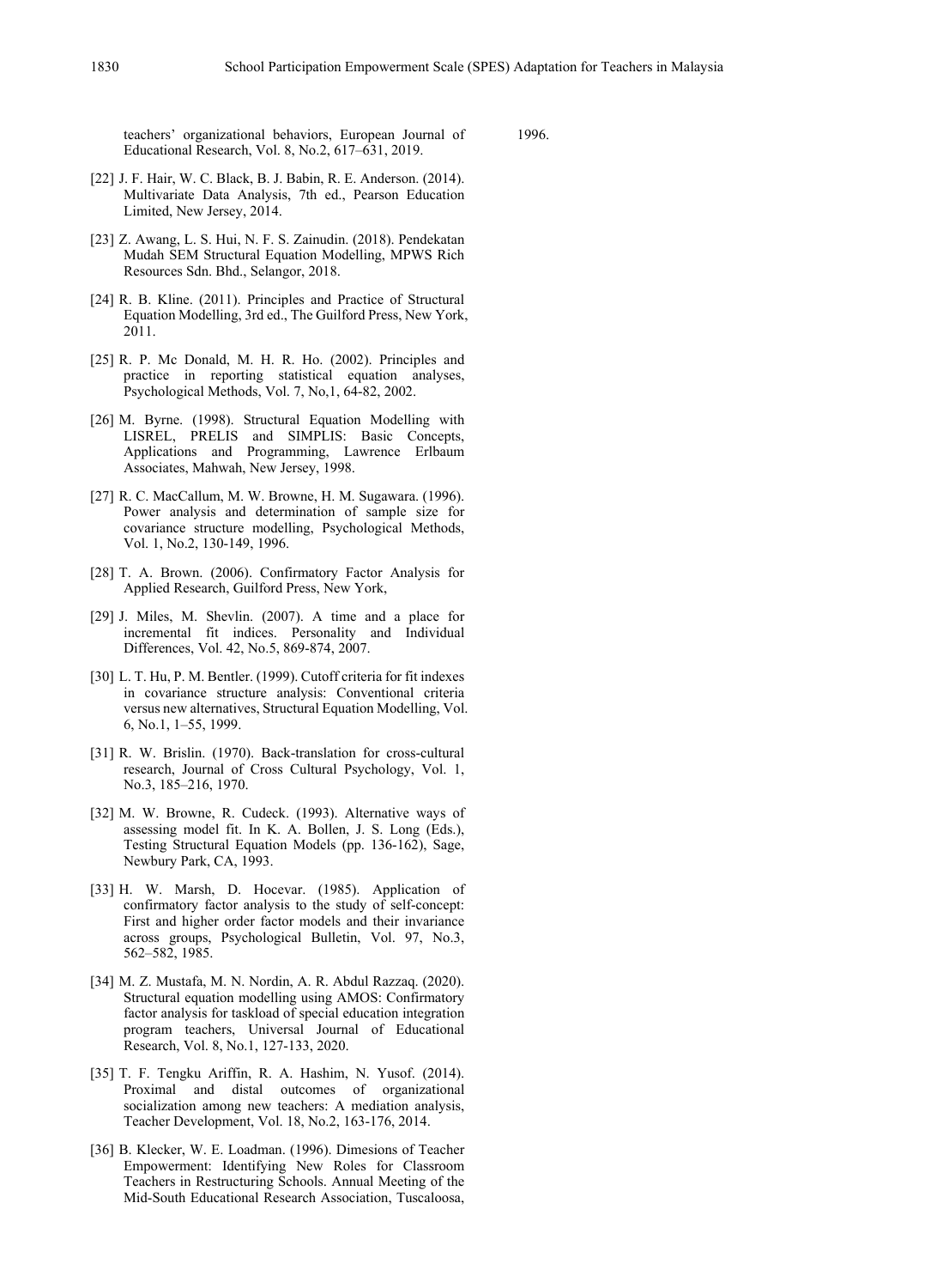teachers' organizational behaviors, European Journal of Educational Research, Vol. 8, No.2, 617–631, 2019.

[22] J. F. Hair, W. C. Black, B. J. Babin, R. E. Anderson. (2014). Multivariate Data Analysis, 7th ed., Pearson Education Limited, New Jersey, 2014.

[23] Z. Awang, L. S. Hui, N. F. S. Zainudin. (2018). Pendekatan Mudah SEM Structural Equation Modelling, MPWS Rich Resources Sdn. Bhd., Selangor, 2018.

[24] R. B. Kline. (2011). Principles and Practice of Structural Equation Modelling, 3rd ed., The Guilford Press, New York, 2011.

[25] R. P. Mc Donald, M. H. R. Ho. (2002). Principles and practice in reporting statistical equation analyses, Psychological Methods, Vol. 7, No,1, 64-82, 2002.

[26] M. Byrne. (1998). Structural Equation Modelling with LISREL, PRELIS and SIMPLIS: Basic Concepts, Applications and Programming, Lawrence Erlbaum Associates, Mahwah, New Jersey, 1998.

[27] R. C. MacCallum, M. W. Browne, H. M. Sugawara. (1996). Power analysis and determination of sample size for covariance structure modelling, Psychological Methods, Vol. 1, No.2, 130-149, 1996.

[28] T. A. Brown. (2006). Confirmatory Factor Analysis for Applied Research, Guilford Press, New York,

[29] J. Miles, M. Shevlin. (2007). A time and a place for incremental fit indices. Personality and Individual Differences, Vol. 42, No.5, 869-874, 2007.

[30] L. T. Hu, P. M. Bentler. (1999). Cutoff criteria for fit indexes in covariance structure analysis: Conventional criteria versus new alternatives, Structural Equation Modelling, Vol. 6, No.1, 1–55, 1999.

[31] R. W. Brislin. (1970). Back-translation for cross-cultural research, Journal of Cross Cultural Psychology, Vol. 1, No.3, 185–216, 1970.

[32] M. W. Browne, R. Cudeck. (1993). Alternative ways of assessing model fit. In K. A. Bollen, J. S. Long (Eds.), Testing Structural Equation Models (pp. 136-162), Sage, Newbury Park, CA, 1993.

[33] H. W. Marsh, D. Hocevar. (1985). Application of confirmatory factor analysis to the study of self-concept: First and higher order factor models and their invariance across groups, Psychological Bulletin, Vol. 97, No.3, 562–582, 1985.

[34] M. Z. Mustafa, M. N. Nordin, A. R. Abdul Razzaq. (2020). Structural equation modelling using AMOS: Confirmatory factor analysis for taskload of special education integration program teachers, Universal Journal of Educational Research, Vol. 8, No.1, 127-133, 2020.

[35] T. F. Tengku Ariffin, R. A. Hashim, N. Yusof. (2014). Proximal and distal outcomes of organizational socialization among new teachers: A mediation analysis, Teacher Development, Vol. 18, No.2, 163-176, 2014.

[36] B. Klecker, W. E. Loadman. (1996). Dimesions of Teacher Empowerment: Identifying New Roles for Classroom Teachers in Restructuring Schools. Annual Meeting of the Mid-South Educational Research Association, Tuscaloosa, 1996.